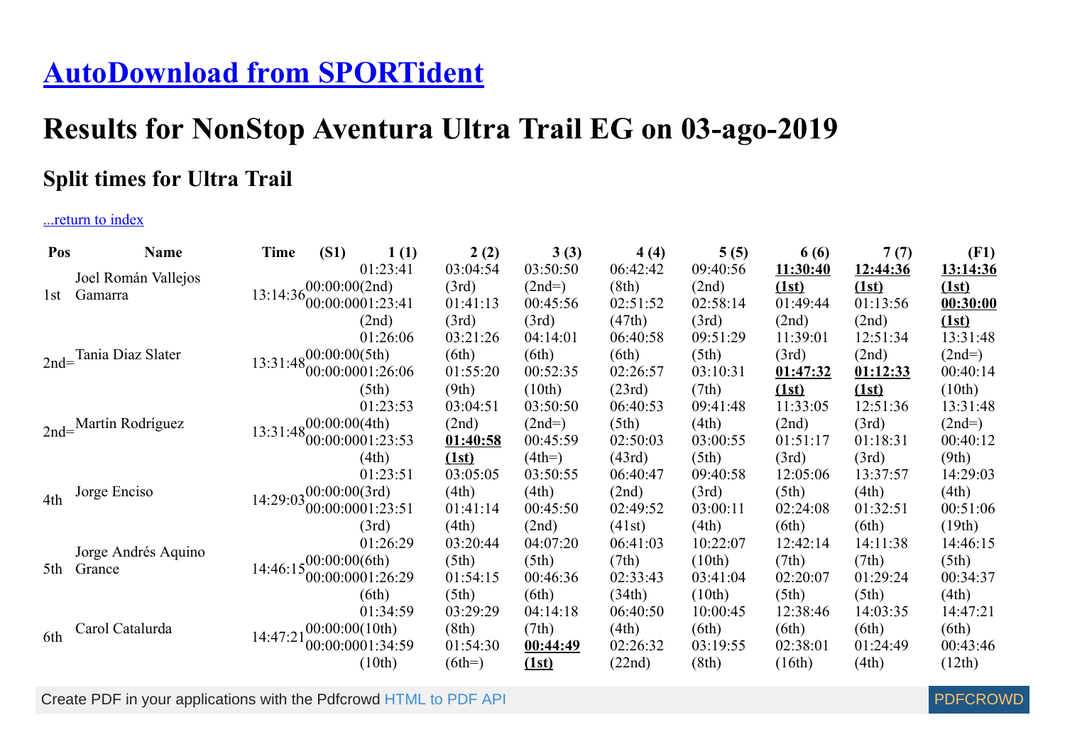# [AutoDownload from SPORTident]()

# Results for NonStop Aventura Ultra Trail EG on 03-ago-2019

## Split times for Ultra Trail

[...return to index]()

| Pos | Name | Time | (S1) | 1 (1) | 2 (2) | 3 (3) | 4 (4) | 5 (5) | 6 (6) | 7 (7) | (F1) |
|---|---|---|---|---|---|---|---|---|---|---|---|
| 1st | Joel Román Vallejos Gamarra | 13:14:36 | 00:00:00(2nd) 00:00:00 | 01:23:41 (2nd) 01:23:41 (2nd) | 03:04:54 (3rd) 01:41:13 (3rd) | 03:50:50 (2nd=) 00:45:56 (3rd) | 06:42:42 (8th) 02:51:52 (47th) | 09:40:56 (2nd) 02:58:14 (3rd) | **11:30:40 (1st)** 01:49:44 (2nd) | **12:44:36 (1st)** 01:13:56 (2nd) | **13:14:36 (1st)** **00:30:00 (1st)** |
| 2nd= | Tania Diaz Slater | 13:31:48 | 00:00:00(5th) 00:00:00 | 01:26:06 (5th) 01:26:06 (5th) | 03:21:26 (6th) 01:55:20 (9th) | 04:14:01 (6th) 00:52:35 (10th) | 06:40:58 (6th) 02:26:57 (23rd) | 09:51:29 (5th) 03:10:31 (7th) | 11:39:01 (3rd) **01:47:32 (1st)** | 12:51:34 (2nd) **01:12:33 (1st)** | 13:31:48 (2nd=) 00:40:14 (10th) |
| 2nd= | Martín Rodríguez | 13:31:48 | 00:00:00(4th) 00:00:00 | 01:23:53 (4th) 01:23:53 (4th) | 03:04:51 (2nd) **01:40:58 (1st)** | 03:50:50 (2nd=) 00:45:59 (4th=) | 06:40:53 (5th) 02:50:03 (43rd) | 09:41:48 (4th) 03:00:55 (5th) | 11:33:05 (2nd) 01:51:17 (3rd) | 12:51:36 (3rd) 01:18:31 (3rd) | 13:31:48 (2nd=) 00:40:12 (9th) |
| 4th | Jorge Enciso | 14:29:03 | 00:00:00(3rd) 00:00:00 | 01:23:51 (3rd) 01:23:51 (3rd) | 03:05:05 (4th) 01:41:14 (4th) | 03:50:55 (4th) 00:45:50 (2nd) | 06:40:47 (2nd) 02:49:52 (41st) | 09:40:58 (3rd) 03:00:11 (4th) | 12:05:06 (5th) 02:24:08 (6th) | 13:37:57 (4th) 01:32:51 (6th) | 14:29:03 (4th) 00:51:06 (19th) |
| 5th | Jorge Andrés Aquino Grance | 14:46:15 | 00:00:00(6th) 00:00:00 | 01:26:29 (6th) 01:26:29 (6th) | 03:20:44 (5th) 01:54:15 (5th) | 04:07:20 (5th) 00:46:36 (6th) | 06:41:03 (7th) 02:33:43 (34th) | 10:22:07 (10th) 03:41:04 (10th) | 12:42:14 (7th) 02:20:07 (5th) | 14:11:38 (7th) 01:29:24 (5th) | 14:46:15 (5th) 00:34:37 (4th) |
| 6th | Carol Catalurda | 14:47:21 | 00:00:00(10th) 00:00:00 | 01:34:59 (10th) 01:34:59 (10th) | 03:29:29 (8th) 01:54:30 (6th=) | 04:14:18 (7th) **00:44:49 (1st)** | 06:40:50 (4th) 02:26:32 (22nd) | 10:00:45 (6th) 03:19:55 (8th) | 12:38:46 (6th) 02:38:01 (16th) | 14:03:35 (6th) 01:24:49 (4th) | 14:47:21 (6th) 00:43:46 (12th) |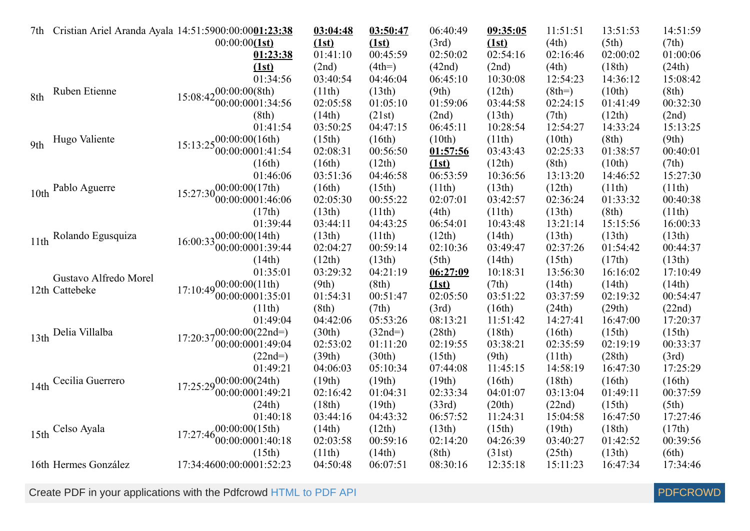| | | | | | | | | | | | |
|---|---|---|---|---|---|---|---|---|---|---|---|
| 7th | Cristian Ariel Aranda Ayala | 14:51:59 | 00:00:00 00:00:00 | **01:23:38 (1st) 01:23:38 (1st)** | **03:04:48 (1st)** 01:41:10 (2nd) | **03:50:47 (1st)** 00:45:59 (4th=) | 06:40:49 (3rd) 02:50:02 (42nd) | **09:35:05 (1st)** 02:54:16 (2nd) | 11:51:51 (4th) 02:16:46 (4th) | 13:51:53 (5th) 02:00:02 (18th) | 14:51:59 (7th) 01:00:06 (24th) |
| 8th | Ruben Etienne | 15:08:42 | 00:00:00 (8th) 00:00:00 | 01:34:56 (8th) 01:34:56 (8th) | 03:40:54 (11th) 02:05:58 (14th) | 04:46:04 (13th) 01:05:10 (21st) | 06:45:10 (9th) 01:59:06 (2nd) | 10:30:08 (12th) 03:44:58 (13th) | 12:54:23 (8th=) 02:24:15 (7th) | 14:36:12 (10th) 01:41:49 (12th) | 15:08:42 (8th) 00:32:30 (2nd) |
| 9th | Hugo Valiente | 15:13:25 | 00:00:00 (16th) 00:00:00 | 01:41:54 (16th) 01:41:54 (16th) | 03:50:25 (15th) 02:08:31 (16th) | 04:47:15 (16th) 00:56:50 (12th) | 06:45:11 (10th) **01:57:56 (1st)** | 10:28:54 (11th) 03:43:43 (12th) | 12:54:27 (10th) 02:25:33 (8th) | 14:33:24 (8th) 01:38:57 (10th) | 15:13:25 (9th) 00:40:01 (7th) |
| 10th | Pablo Aguerre | 15:27:30 | 00:00:00 (17th) 00:00:00 | 01:46:06 (17th) 01:46:06 (17th) | 03:51:36 (16th) 02:05:30 (13th) | 04:46:58 (15th) 00:55:22 (11th) | 06:53:59 (11th) 02:07:01 (4th) | 10:36:56 (13th) 03:42:57 (11th) | 13:13:20 (12th) 02:36:24 (13th) | 14:46:52 (11th) 01:33:32 (8th) | 15:27:30 (11th) 00:40:38 (11th) |
| 11th | Rolando Egusquiza | 16:00:33 | 00:00:00 (14th) 00:00:00 | 01:39:44 (14th) 01:39:44 (14th) | 03:44:11 (13th) 02:04:27 (12th) | 04:43:25 (11th) 00:59:14 (13th) | 06:54:01 (12th) 02:10:36 (5th) | 10:43:48 (14th) 03:49:47 (14th) | 13:21:14 (13th) 02:37:26 (15th) | 15:15:56 (13th) 01:54:42 (17th) | 16:00:33 (13th) 00:44:37 (13th) |
| 12th | Gustavo Alfredo Morel Cattebeke | 17:10:49 | 00:00:00 (11th) 00:00:00 | 01:35:01 (11th) 01:35:01 (11th) | 03:29:32 (9th) 01:54:31 (8th) | 04:21:19 (8th) 00:51:47 (7th) | **06:27:09 (1st)** 02:05:50 (3rd) | 10:18:31 (7th) 03:51:22 (16th) | 13:56:30 (14th) 03:37:59 (24th) | 16:16:02 (14th) 02:19:32 (29th) | 17:10:49 (14th) 00:54:47 (22nd) |
| 13th | Delia Villalba | 17:20:37 | 00:00:00 (22nd=) 00:00:00 | 01:49:04 (22nd=) 01:49:04 (22nd=) | 04:42:06 (30th) 02:53:02 (39th) | 05:53:26 (32nd=) 01:11:20 (30th) | 08:13:21 (28th) 02:19:55 (15th) | 11:51:42 (18th) 03:38:21 (9th) | 14:27:41 (16th) 02:35:59 (11th) | 16:47:00 (15th) 02:19:19 (28th) | 17:20:37 (15th) 00:33:37 (3rd) |
| 14th | Cecilia Guerrero | 17:25:29 | 00:00:00 (24th) 00:00:00 | 01:49:21 (24th) 01:49:21 (24th) | 04:06:03 (19th) 02:16:42 (18th) | 05:10:34 (19th) 01:04:31 (19th) | 07:44:08 (19th) 02:33:34 (33rd) | 11:45:15 (16th) 04:01:07 (20th) | 14:58:19 (18th) 03:13:04 (22nd) | 16:47:30 (16th) 01:49:11 (15th) | 17:25:29 (16th) 00:37:59 (5th) |
| 15th | Celso Ayala | 17:27:46 | 00:00:00 (15th) 00:00:00 | 01:40:18 (15th) 01:40:18 (15th) | 03:44:16 (14th) 02:03:58 (11th) | 04:43:32 (12th) 00:59:16 (14th) | 06:57:52 (13th) 02:14:20 (8th) | 11:24:31 (15th) 04:26:39 (31st) | 15:04:58 (19th) 03:40:27 (25th) | 16:47:50 (18th) 01:42:52 (13th) | 17:27:46 (17th) 00:39:56 (6th) |
| 16th | Hermes González | 17:34:46 | 00:00:00 | 01:52:23 | 04:50:48 | 06:07:51 | 08:30:16 | 12:35:18 | 15:11:23 | 16:47:34 | 17:34:46 |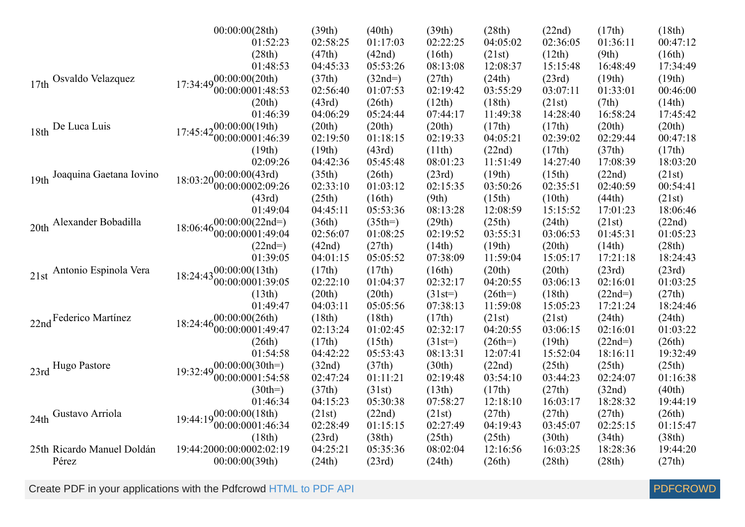| | | | | | | | | | | |
|---|---|---|---|---|---|---|---|---|---|---|
| | | | 00:00:00(28th) | (39th) | (40th) | (39th) | (28th) | (22nd) | (17th) | (18th) |
| | | | 01:52:23 | 02:58:25 | 01:17:03 | 02:22:25 | 04:05:02 | 02:36:05 | 01:36:11 | 00:47:12 |
| | | | (28th) | (47th) | (42nd) | (16th) | (21st) | (12th) | (9th) | (16th) |
| | | | 01:48:53 | 04:45:33 | 05:53:26 | 08:13:08 | 12:08:37 | 15:15:48 | 16:48:49 | 17:34:49 |
| 17th | Osvaldo Velazquez | 17:34:49 | 00:00:00(20th) | (37th) | (32nd=) | (27th) | (24th) | (23rd) | (19th) | (19th) |
| | | | 00:00:0001:48:53 | 02:56:40 | 01:07:53 | 02:19:42 | 03:55:29 | 03:07:11 | 01:33:01 | 00:46:00 |
| | | | (20th) | (43rd) | (26th) | (12th) | (18th) | (21st) | (7th) | (14th) |
| | | | 01:46:39 | 04:06:29 | 05:24:44 | 07:44:17 | 11:49:38 | 14:28:40 | 16:58:24 | 17:45:42 |
| 18th | De Luca Luis | 17:45:42 | 00:00:00(19th) | (20th) | (20th) | (20th) | (17th) | (17th) | (20th) | (20th) |
| | | | 00:00:0001:46:39 | 02:19:50 | 01:18:15 | 02:19:33 | 04:05:21 | 02:39:02 | 02:29:44 | 00:47:18 |
| | | | (19th) | (19th) | (43rd) | (11th) | (22nd) | (17th) | (37th) | (17th) |
| | | | 02:09:26 | 04:42:36 | 05:45:48 | 08:01:23 | 11:51:49 | 14:27:40 | 17:08:39 | 18:03:20 |
| 19th | Joaquina Gaetana Iovino | 18:03:20 | 00:00:00(43rd) | (35th) | (26th) | (23rd) | (19th) | (15th) | (22nd) | (21st) |
| | | | 00:00:0002:09:26 | 02:33:10 | 01:03:12 | 02:15:35 | 03:50:26 | 02:35:51 | 02:40:59 | 00:54:41 |
| | | | (43rd) | (25th) | (16th) | (9th) | (15th) | (10th) | (44th) | (21st) |
| | | | 01:49:04 | 04:45:11 | 05:53:36 | 08:13:28 | 12:08:59 | 15:15:52 | 17:01:23 | 18:06:46 |
| 20th | Alexander Bobadilla | 18:06:46 | 00:00:00(22nd=) | (36th) | (35th=) | (29th) | (25th) | (24th) | (21st) | (22nd) |
| | | | 00:00:0001:49:04 | 02:56:07 | 01:08:25 | 02:19:52 | 03:55:31 | 03:06:53 | 01:45:31 | 01:05:23 |
| | | | (22nd=) | (42nd) | (27th) | (14th) | (19th) | (20th) | (14th) | (28th) |
| | | | 01:39:05 | 04:01:15 | 05:05:52 | 07:38:09 | 11:59:04 | 15:05:17 | 17:21:18 | 18:24:43 |
| 21st | Antonio Espinola Vera | 18:24:43 | 00:00:00(13th) | (17th) | (17th) | (16th) | (20th) | (20th) | (23rd) | (23rd) |
| | | | 00:00:0001:39:05 | 02:22:10 | 01:04:37 | 02:32:17 | 04:20:55 | 03:06:13 | 02:16:01 | 01:03:25 |
| | | | (13th) | (20th) | (20th) | (31st=) | (26th=) | (18th) | (22nd=) | (27th) |
| | | | 01:49:47 | 04:03:11 | 05:05:56 | 07:38:13 | 11:59:08 | 15:05:23 | 17:21:24 | 18:24:46 |
| 22nd | Federico Martínez | 18:24:46 | 00:00:00(26th) | (18th) | (18th) | (17th) | (21st) | (21st) | (24th) | (24th) |
| | | | 00:00:0001:49:47 | 02:13:24 | 01:02:45 | 02:32:17 | 04:20:55 | 03:06:15 | 02:16:01 | 01:03:22 |
| | | | (26th) | (17th) | (15th) | (31st=) | (26th=) | (19th) | (22nd=) | (26th) |
| | | | 01:54:58 | 04:42:22 | 05:53:43 | 08:13:31 | 12:07:41 | 15:52:04 | 18:16:11 | 19:32:49 |
| 23rd | Hugo Pastore | 19:32:49 | 00:00:00(30th=) | (32nd) | (37th) | (30th) | (22nd) | (25th) | (25th) | (25th) |
| | | | 00:00:0001:54:58 | 02:47:24 | 01:11:21 | 02:19:48 | 03:54:10 | 03:44:23 | 02:24:07 | 01:16:38 |
| | | | (30th=) | (37th) | (31st) | (13th) | (17th) | (27th) | (32nd) | (40th) |
| | | | 01:46:34 | 04:15:23 | 05:30:38 | 07:58:27 | 12:18:10 | 16:03:17 | 18:28:32 | 19:44:19 |
| 24th | Gustavo Arriola | 19:44:19 | 00:00:00(18th) | (21st) | (22nd) | (21st) | (27th) | (27th) | (27th) | (26th) |
| | | | 00:00:0001:46:34 | 02:28:49 | 01:15:15 | 02:27:49 | 04:19:43 | 03:45:07 | 02:25:15 | 01:15:47 |
| | | | (18th) | (23rd) | (38th) | (25th) | (25th) | (30th) | (34th) | (38th) |
| 25th | Ricardo Manuel Doldán Pérez | 19:44:20 | 00:00:0002:02:19 | 04:25:21 | 05:35:36 | 08:02:04 | 12:16:56 | 16:03:25 | 18:28:36 | 19:44:20 |
| | | | 00:00:00(39th) | (24th) | (23rd) | (24th) | (26th) | (28th) | (28th) | (27th) |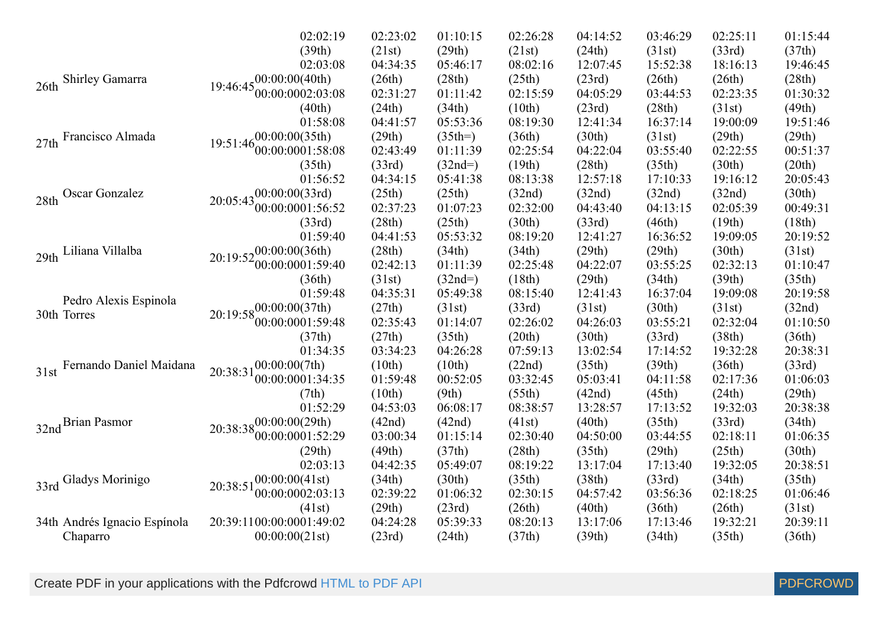| | | | | | | | | | | | |
|---|---|---|---|---|---|---|---|---|---|---|---|
| | | | | 02:02:19<br>(39th) | 02:23:02<br>(21st) | 01:10:15<br>(29th) | 02:26:28<br>(21st) | 04:14:52<br>(24th) | 03:46:29<br>(31st) | 02:25:11<br>(33rd) | 01:15:44<br>(37th) |
| 26th | Shirley Gamarra | 19:46:45 | 00:00:00(40th)<br>00:00:00 | 02:03:08<br>(40th)<br>02:03:08<br>(40th) | 04:34:35<br>(26th)<br>02:31:27<br>(24th) | 05:46:17<br>(28th)<br>01:11:42<br>(34th) | 08:02:16<br>(25th)<br>02:15:59<br>(10th) | 12:07:45<br>(23rd)<br>04:05:29<br>(23rd) | 15:52:38<br>(26th)<br>03:44:53<br>(28th) | 18:16:13<br>(26th)<br>02:23:35<br>(31st) | 19:46:45<br>(28th)<br>01:30:32<br>(49th) |
| 27th | Francisco Almada | 19:51:46 | 00:00:00(35th)<br>00:00:00 | 01:58:08<br>(35th)<br>01:58:08<br>(35th) | 04:41:57<br>(29th)<br>02:43:49<br>(33rd) | 05:53:36<br>(35th=)<br>01:11:39<br>(32nd=) | 08:19:30<br>(36th)<br>02:25:54<br>(19th) | 12:41:34<br>(30th)<br>04:22:04<br>(28th) | 16:37:14<br>(31st)<br>03:55:40<br>(35th) | 19:00:09<br>(29th)<br>02:22:55<br>(30th) | 19:51:46<br>(29th)<br>00:51:37<br>(20th) |
| 28th | Oscar Gonzalez | 20:05:43 | 00:00:00(33rd)<br>00:00:00 | 01:56:52<br>(33rd)<br>01:56:52<br>(33rd) | 04:34:15<br>(25th)<br>02:37:23<br>(28th) | 05:41:38<br>(25th)<br>01:07:23<br>(25th) | 08:13:38<br>(32nd)<br>02:32:00<br>(30th) | 12:57:18<br>(32nd)<br>04:43:40<br>(33rd) | 17:10:33<br>(32nd)<br>04:13:15<br>(46th) | 19:16:12<br>(32nd)<br>02:05:39<br>(19th) | 20:05:43<br>(30th)<br>00:49:31<br>(18th) |
| 29th | Liliana Villalba | 20:19:52 | 00:00:00(36th)<br>00:00:00 | 01:59:40<br>(36th)<br>01:59:40<br>(36th) | 04:41:53<br>(28th)<br>02:42:13<br>(31st) | 05:53:32<br>(34th)<br>01:11:39<br>(32nd=) | 08:19:20<br>(34th)<br>02:25:48<br>(18th) | 12:41:27<br>(29th)<br>04:22:07<br>(29th) | 16:36:52<br>(29th)<br>03:55:25<br>(34th) | 19:09:05<br>(30th)<br>02:32:13<br>(39th) | 20:19:52<br>(31st)<br>01:10:47<br>(35th) |
| 30th | Pedro Alexis Espinola Torres | 20:19:58 | 00:00:00(37th)<br>00:00:00 | 01:59:48<br>(37th)<br>01:59:48<br>(37th) | 04:35:31<br>(27th)<br>02:35:43<br>(27th) | 05:49:38<br>(31st)<br>01:14:07<br>(35th) | 08:15:40<br>(33rd)<br>02:26:02<br>(20th) | 12:41:43<br>(31st)<br>04:26:03<br>(30th) | 16:37:04<br>(30th)<br>03:55:21<br>(33rd) | 19:09:08<br>(31st)<br>02:32:04<br>(38th) | 20:19:58<br>(32nd)<br>01:10:50<br>(36th) |
| 31st | Fernando Daniel Maidana | 20:38:31 | 00:00:00(7th)<br>00:00:00 | 01:34:35<br>(7th)<br>01:34:35<br>(7th) | 03:34:23<br>(10th)<br>01:59:48<br>(10th) | 04:26:28<br>(10th)<br>00:52:05<br>(9th) | 07:59:13<br>(22nd)<br>03:32:45<br>(55th) | 13:02:54<br>(35th)<br>05:03:41<br>(42nd) | 17:14:52<br>(39th)<br>04:11:58<br>(45th) | 19:32:28<br>(36th)<br>02:17:36<br>(24th) | 20:38:31<br>(33rd)<br>01:06:03<br>(29th) |
| 32nd | Brian Pasmor | 20:38:38 | 00:00:00(29th)<br>00:00:00 | 01:52:29<br>(29th)<br>01:52:29<br>(29th) | 04:53:03<br>(42nd)<br>03:00:34<br>(49th) | 06:08:17<br>(42nd)<br>01:15:14<br>(37th) | 08:38:57<br>(41st)<br>02:30:40<br>(28th) | 13:28:57<br>(40th)<br>04:50:00<br>(35th) | 17:13:52<br>(35th)<br>03:44:55<br>(29th) | 19:32:03<br>(33rd)<br>02:18:11<br>(25th) | 20:38:38<br>(34th)<br>01:06:35<br>(30th) |
| 33rd | Gladys Morinigo | 20:38:51 | 00:00:00(41st)<br>00:00:00 | 02:03:13<br>(41st)<br>02:03:13<br>(41st) | 04:42:35<br>(34th)<br>02:39:22<br>(29th) | 05:49:07<br>(30th)<br>01:06:32<br>(23rd) | 08:19:22<br>(35th)<br>02:30:15<br>(26th) | 13:17:04<br>(38th)<br>04:57:42<br>(40th) | 17:13:40<br>(33rd)<br>03:56:36<br>(36th) | 19:32:05<br>(34th)<br>02:18:25<br>(26th) | 20:38:51<br>(35th)<br>01:06:46<br>(31st) |
| 34th | Andrés Ignacio Espínola Chaparro | 20:39:11 | 00:00:00<br>00:00:00 | 01:49:02<br>(21st) | 04:24:28<br>(23rd) | 05:39:33<br>(24th) | 08:20:13<br>(37th) | 13:17:06<br>(39th) | 17:13:46<br>(34th) | 19:32:21<br>(35th) | 20:39:11<br>(36th) |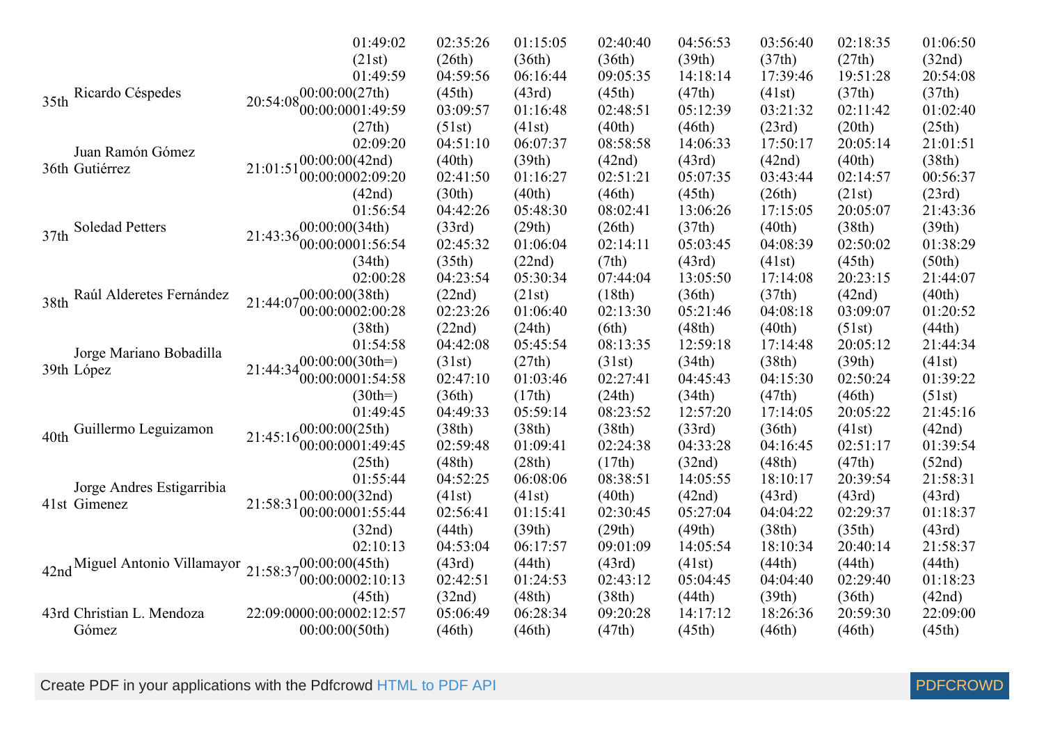| Pos | Name | Time | Start | | | | | | | | |
|---|---|---|---|---|---|---|---|---|---|---|---|
| | | | | 01:49:02 (21st) | 02:35:26 (26th) | 01:15:05 (36th) | 02:40:40 (36th) | 04:56:53 (39th) | 03:56:40 (37th) | 02:18:35 (27th) | 01:06:50 (32nd) |
| 35th | Ricardo Céspedes | 20:54:08 | 00:00:00 | 01:49:59 (27th) | 04:59:56 (45th) | 06:16:44 (43rd) | 09:05:35 (45th) | 14:18:14 (47th) | 17:39:46 (41st) | 19:51:28 (37th) | 20:54:08 (37th) |
| | | | 00:00:00 | 01:49:59 (27th) | 03:09:57 (51st) | 01:16:48 (41st) | 02:48:51 (40th) | 05:12:39 (46th) | 03:21:32 (23rd) | 02:11:42 (20th) | 01:02:40 (25th) |
| 36th | Juan Ramón Gómez Gutiérrez | 21:01:51 | 00:00:00 | 02:09:20 (42nd) | 04:51:10 (40th) | 06:07:37 (39th) | 08:58:58 (42nd) | 14:06:33 (43rd) | 17:50:17 (42nd) | 20:05:14 (40th) | 21:01:51 (38th) |
| | | | 00:00:00 | 02:09:20 (42nd) | 02:41:50 (30th) | 01:16:27 (40th) | 02:51:21 (46th) | 05:07:35 (45th) | 03:43:44 (26th) | 02:14:57 (21st) | 00:56:37 (23rd) |
| 37th | Soledad Petters | 21:43:36 | 00:00:00 | 01:56:54 (34th) | 04:42:26 (33rd) | 05:48:30 (29th) | 08:02:41 (26th) | 13:06:26 (37th) | 17:15:05 (40th) | 20:05:07 (38th) | 21:43:36 (39th) |
| | | | 00:00:00 | 01:56:54 (34th) | 02:45:32 (35th) | 01:06:04 (22nd) | 02:14:11 (7th) | 05:03:45 (43rd) | 04:08:39 (41st) | 02:50:02 (45th) | 01:38:29 (50th) |
| 38th | Raúl Alderetes Fernández | 21:44:07 | 00:00:00 | 02:00:28 (38th) | 04:23:54 (22nd) | 05:30:34 (21st) | 07:44:04 (18th) | 13:05:50 (36th) | 17:14:08 (37th) | 20:23:15 (42nd) | 21:44:07 (40th) |
| | | | 00:00:00 | 02:00:28 (38th) | 02:23:26 (22nd) | 01:06:40 (24th) | 02:13:30 (6th) | 05:21:46 (48th) | 04:08:18 (40th) | 03:09:07 (51st) | 01:20:52 (44th) |
| 39th | Jorge Mariano Bobadilla López | 21:44:34 | 00:00:00 | 01:54:58 (30th=) | 04:42:08 (31st) | 05:45:54 (27th) | 08:13:35 (31st) | 12:59:18 (34th) | 17:14:48 (38th) | 20:05:12 (39th) | 21:44:34 (41st) |
| | | | 00:00:00 | 01:54:58 (30th=) | 02:47:10 (36th) | 01:03:46 (17th) | 02:27:41 (24th) | 04:45:43 (34th) | 04:15:30 (47th) | 02:50:24 (46th) | 01:39:22 (51st) |
| 40th | Guillermo Leguizamon | 21:45:16 | 00:00:00 | 01:49:45 (25th) | 04:49:33 (38th) | 05:59:14 (38th) | 08:23:52 (38th) | 12:57:20 (33rd) | 17:14:05 (36th) | 20:05:22 (41st) | 21:45:16 (42nd) |
| | | | 00:00:00 | 01:49:45 (25th) | 02:59:48 (48th) | 01:09:41 (28th) | 02:24:38 (17th) | 04:33:28 (32nd) | 04:16:45 (48th) | 02:51:17 (47th) | 01:39:54 (52nd) |
| 41st | Jorge Andres Estigarribia Gimenez | 21:58:31 | 00:00:00 | 01:55:44 (32nd) | 04:52:25 (41st) | 06:08:06 (41st) | 08:38:51 (40th) | 14:05:55 (42nd) | 18:10:17 (43rd) | 20:39:54 (43rd) | 21:58:31 (43rd) |
| | | | 00:00:00 | 01:55:44 (32nd) | 02:56:41 (44th) | 01:15:41 (39th) | 02:30:45 (29th) | 05:27:04 (49th) | 04:04:22 (38th) | 02:29:37 (35th) | 01:18:37 (43rd) |
| 42nd | Miguel Antonio Villamayor | 21:58:37 | 00:00:00 | 02:10:13 (45th) | 04:53:04 (43rd) | 06:17:57 (44th) | 09:01:09 (43rd) | 14:05:54 (41st) | 18:10:34 (44th) | 20:40:14 (44th) | 21:58:37 (44th) |
| | | | 00:00:00 | 02:10:13 (45th) | 02:42:51 (32nd) | 01:24:53 (48th) | 02:43:12 (38th) | 05:04:45 (44th) | 04:04:40 (39th) | 02:29:40 (36th) | 01:18:23 (42nd) |
| 43rd | Christian L. Mendoza Gómez | 22:09:00 | 00:00:00 | 02:12:57 (50th) | 05:06:49 (46th) | 06:28:34 (46th) | 09:20:28 (47th) | 14:17:12 (45th) | 18:26:36 (46th) | 20:59:30 (46th) | 22:09:00 (45th) |
| | | | 00:00:00 | | | | | | | | |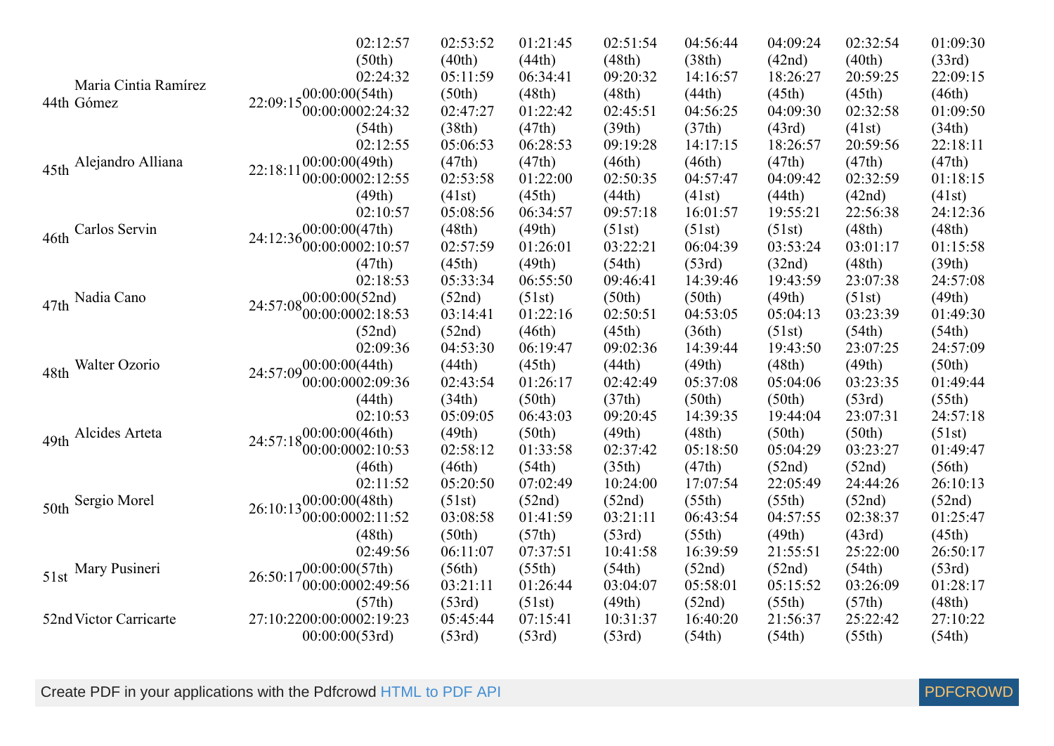| Pos | Name | Total | Start | | | | | | | | |
|---|---|---|---|---|---|---|---|---|---|---|---|
| | | | | 02:12:57 (50th) | 02:53:52 (40th) | 01:21:45 (44th) | 02:51:54 (48th) | 04:56:44 (38th) | 04:09:24 (42nd) | 02:32:54 (40th) | 01:09:30 (33rd) |
| 44th | Maria Cintia Ramírez Gómez | 22:09:15 | 00:00:00 00:00:00 | 02:24:32 (54th) 02:24:32 (54th) | 05:11:59 (50th) 02:47:27 (38th) | 06:34:41 (48th) 01:22:42 (47th) | 09:20:32 (48th) 02:45:51 (39th) | 14:16:57 (44th) 04:56:25 (37th) | 18:26:27 (45th) 04:09:30 (43rd) | 20:59:25 (45th) 02:32:58 (41st) | 22:09:15 (46th) 01:09:50 (34th) |
| 45th | Alejandro Alliana | 22:18:11 | 00:00:00 00:00:00 | 02:12:55 (49th) 02:12:55 (49th) | 05:06:53 (47th) 02:53:58 (41st) | 06:28:53 (47th) 01:22:00 (45th) | 09:19:28 (46th) 02:50:35 (44th) | 14:17:15 (46th) 04:57:47 (41st) | 18:26:57 (47th) 04:09:42 (44th) | 20:59:56 (47th) 02:32:59 (42nd) | 22:18:11 (47th) 01:18:15 (41st) |
| 46th | Carlos Servin | 24:12:36 | 00:00:00 00:00:00 | 02:10:57 (47th) 02:10:57 (47th) | 05:08:56 (48th) 02:57:59 (45th) | 06:34:57 (49th) 01:26:01 (49th) | 09:57:18 (51st) 03:22:21 (54th) | 16:01:57 (51st) 06:04:39 (53rd) | 19:55:21 (51st) 03:53:24 (32nd) | 22:56:38 (48th) 03:01:17 (48th) | 24:12:36 (48th) 01:15:58 (39th) |
| 47th | Nadia Cano | 24:57:08 | 00:00:00 00:00:00 | 02:18:53 (52nd) 02:18:53 (52nd) | 05:33:34 (52nd) 03:14:41 (52nd) | 06:55:50 (51st) 01:22:16 (46th) | 09:46:41 (50th) 02:50:51 (45th) | 14:39:46 (50th) 04:53:05 (36th) | 19:43:59 (49th) 05:04:13 (51st) | 23:07:38 (51st) 03:23:39 (54th) | 24:57:08 (49th) 01:49:30 (54th) |
| 48th | Walter Ozorio | 24:57:09 | 00:00:00 00:00:00 | 02:09:36 (44th) 02:09:36 (44th) | 04:53:30 (44th) 02:43:54 (34th) | 06:19:47 (45th) 01:26:17 (50th) | 09:02:36 (44th) 02:42:49 (37th) | 14:39:44 (49th) 05:37:08 (50th) | 19:43:50 (48th) 05:04:06 (50th) | 23:07:25 (49th) 03:23:35 (53rd) | 24:57:09 (50th) 01:49:44 (55th) |
| 49th | Alcides Arteta | 24:57:18 | 00:00:00 00:00:00 | 02:10:53 (46th) 02:10:53 (46th) | 05:09:05 (49th) 02:58:12 (46th) | 06:43:03 (50th) 01:33:58 (54th) | 09:20:45 (49th) 02:37:42 (35th) | 14:39:35 (48th) 05:18:50 (47th) | 19:44:04 (50th) 05:04:29 (52nd) | 23:07:31 (50th) 03:23:27 (52nd) | 24:57:18 (51st) 01:49:47 (56th) |
| 50th | Sergio Morel | 26:10:13 | 00:00:00 00:00:00 | 02:11:52 (48th) 02:11:52 (48th) | 05:20:50 (51st) 03:08:58 (50th) | 07:02:49 (52nd) 01:41:59 (57th) | 10:24:00 (52nd) 03:21:11 (53rd) | 17:07:54 (55th) 06:43:54 (55th) | 22:05:49 (55th) 04:57:55 (49th) | 24:44:26 (52nd) 02:38:37 (43rd) | 26:10:13 (52nd) 01:25:47 (45th) |
| 51st | Mary Pusineri | 26:50:17 | 00:00:00 00:00:00 | 02:49:56 (57th) 02:49:56 (57th) | 06:11:07 (56th) 03:21:11 (53rd) | 07:37:51 (55th) 01:26:44 (51st) | 10:41:58 (54th) 03:04:07 (49th) | 16:39:59 (52nd) 05:58:01 (52nd) | 21:55:51 (52nd) 05:15:52 (55th) | 25:22:00 (54th) 03:26:09 (57th) | 26:50:17 (53rd) 01:28:17 (48th) |
| 52nd | Victor Carricarte | 27:10:22 | 00:00:00 00:00:00 | 02:19:23 (53rd) | 05:45:44 (53rd) | 07:15:41 (53rd) | 10:31:37 (53rd) | 16:40:20 (54th) | 21:56:37 (54th) | 25:22:42 (55th) | 27:10:22 (54th) |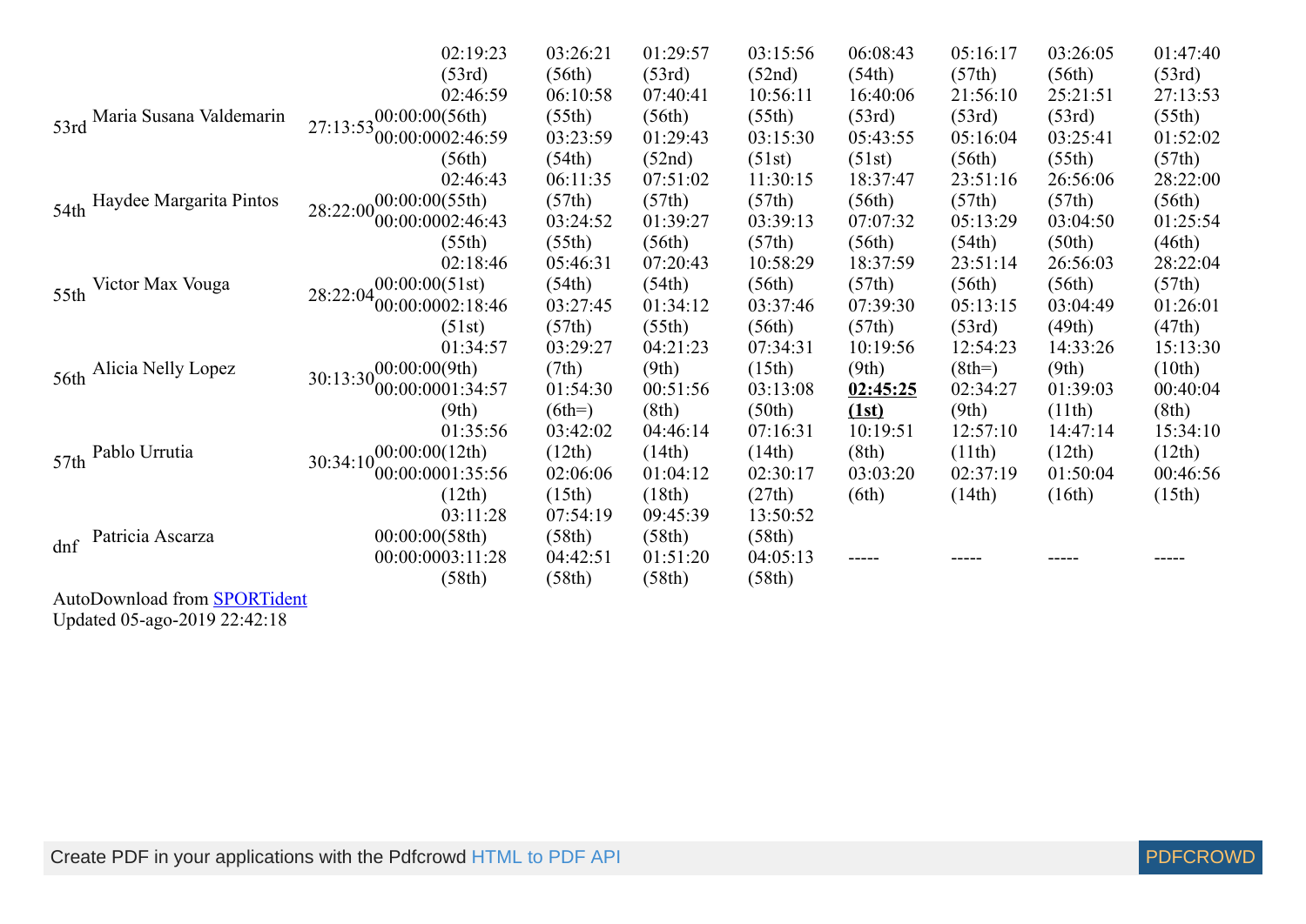| | | | | | | | | | | | |
|---|---|---|---|---|---|---|---|---|---|---|---|
| | | | 02:19:23 (53rd) | 03:26:21 (56th) | 01:29:57 (53rd) | 03:15:56 (52nd) | 06:08:43 (54th) | 05:16:17 (57th) | 03:26:05 (56th) | 01:47:40 (53rd) |
| 53rd | Maria Susana Valdemarin | 27:13:53 | 00:00:00 00:00:00 | 02:46:59 (56th) 02:46:59 (56th) | 06:10:58 (55th) 03:23:59 (54th) | 07:40:41 (56th) 01:29:43 (52nd) | 10:56:11 (55th) 03:15:30 (51st) | 16:40:06 (53rd) 05:43:55 (51st) | 21:56:10 (53rd) 05:16:04 (56th) | 25:21:51 (53rd) 03:25:41 (55th) | 27:13:53 (55th) 01:52:02 (57th) |
| 54th | Haydee Margarita Pintos | 28:22:00 | 00:00:00 00:00:00 | 02:46:43 (55th) 02:46:43 (55th) | 06:11:35 (57th) 03:24:52 (55th) | 07:51:02 (57th) 01:39:27 (56th) | 11:30:15 (57th) 03:39:13 (57th) | 18:37:47 (56th) 07:07:32 (56th) | 23:51:16 (57th) 05:13:29 (54th) | 26:56:06 (57th) 03:04:50 (50th) | 28:22:00 (56th) 01:25:54 (46th) |
| 55th | Victor Max Vouga | 28:22:04 | 00:00:00 00:00:00 | 02:18:46 (51st) 02:18:46 (51st) | 05:46:31 (54th) 03:27:45 (57th) | 07:20:43 (54th) 01:34:12 (55th) | 10:58:29 (56th) 03:37:46 (56th) | 18:37:59 (57th) 07:39:30 (57th) | 23:51:14 (56th) 05:13:15 (53rd) | 26:56:03 (56th) 03:04:49 (49th) | 28:22:04 (57th) 01:26:01 (47th) |
| 56th | Alicia Nelly Lopez | 30:13:30 | 00:00:00 00:00:00 | 01:34:57 (9th) 01:34:57 (9th) | 03:29:27 (7th) 01:54:30 (6th=) | 04:21:23 (9th) 00:51:56 (8th) | 07:34:31 (15th) 03:13:08 (50th) | 10:19:56 (9th) **02:45:25 (1st)** | 12:54:23 (8th=) 02:34:27 (9th) | 14:33:26 (9th) 01:39:03 (11th) | 15:13:30 (10th) 00:40:04 (8th) |
| 57th | Pablo Urrutia | 30:34:10 | 00:00:00 00:00:00 | 01:35:56 (12th) 01:35:56 (12th) | 03:42:02 (12th) 02:06:06 (15th) | 04:46:14 (14th) 01:04:12 (18th) | 07:16:31 (14th) 02:30:17 (27th) | 10:19:51 (8th) 03:03:20 (6th) | 12:57:10 (11th) 02:37:19 (14th) | 14:47:14 (12th) 01:50:04 (16th) | 15:34:10 (12th) 00:46:56 (15th) |
| dnf | Patricia Ascarza | | 00:00:00 00:00:00 | 03:11:28 (58th) 03:11:28 (58th) | 07:54:19 (58th) 04:42:51 (58th) | 09:45:39 (58th) 01:51:20 (58th) | 13:50:52 (58th) 04:05:13 (58th) | ----- | ----- | ----- | ----- |

AutoDownload from SPORTident
Updated 05-ago-2019 22:42:18